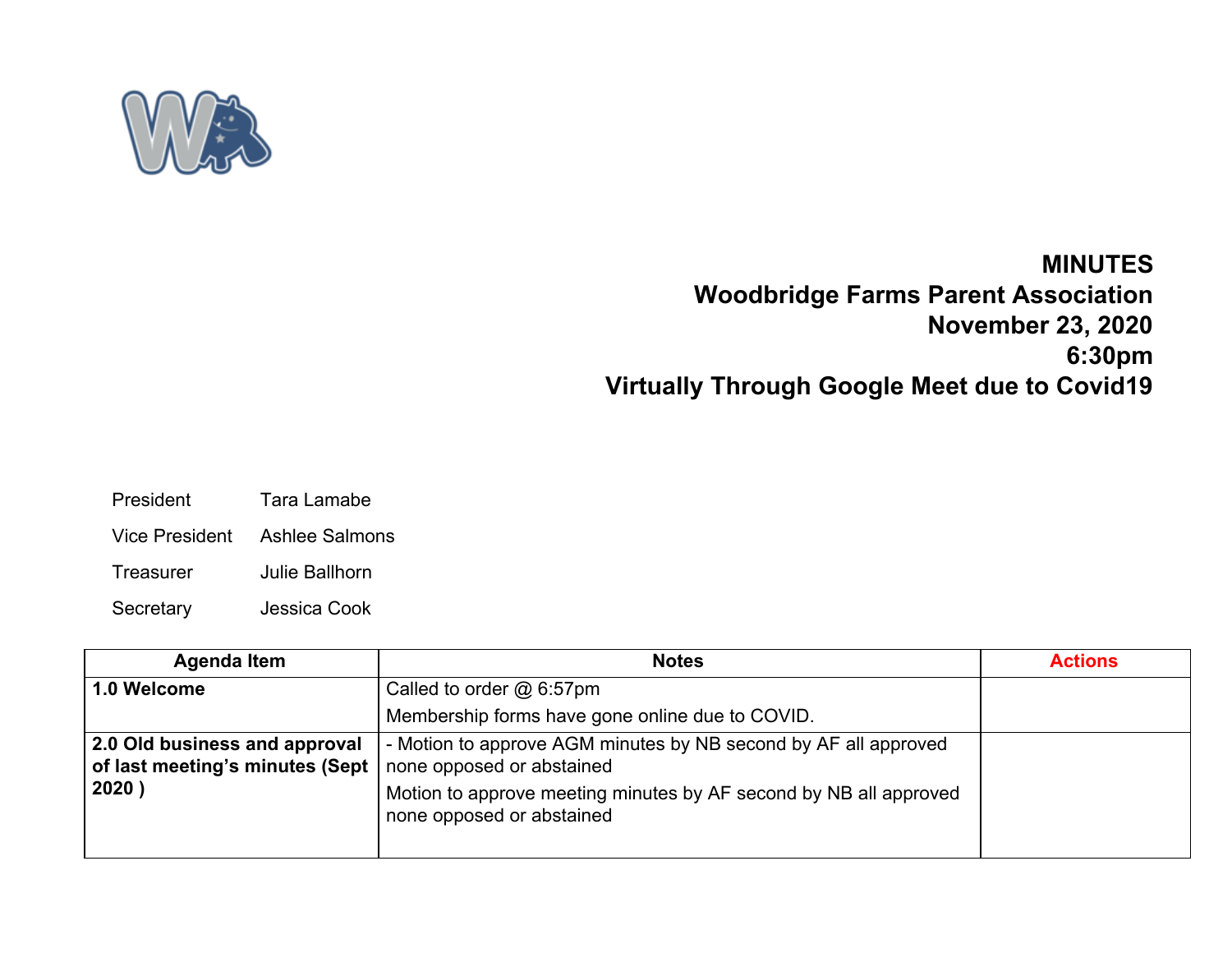**MINUTES**
**Woodbridge Farms Parent Association**
**November 23, 2020**
**6:30pm**
**Virtually Through Google Meet due to Covid19**

| | |
|---|---|
| President | Tara Lamabe |
| Vice President | Ashlee Salmons |
| Treasurer | Julie Ballhorn |
| Secretary | Jessica Cook |

| Agenda Item | Notes | Actions |
|---|---|---|
| **1.0 Welcome** | Called to order @ 6:57pm<br>Membership forms have gone online due to COVID. | |
| **2.0 Old business and approval of last meeting's minutes (Sept 2020 )** | - Motion to approve AGM minutes by NB second by AF all approved none opposed or abstained<br>Motion to approve meeting minutes by AF second by NB all approved none opposed or abstained | |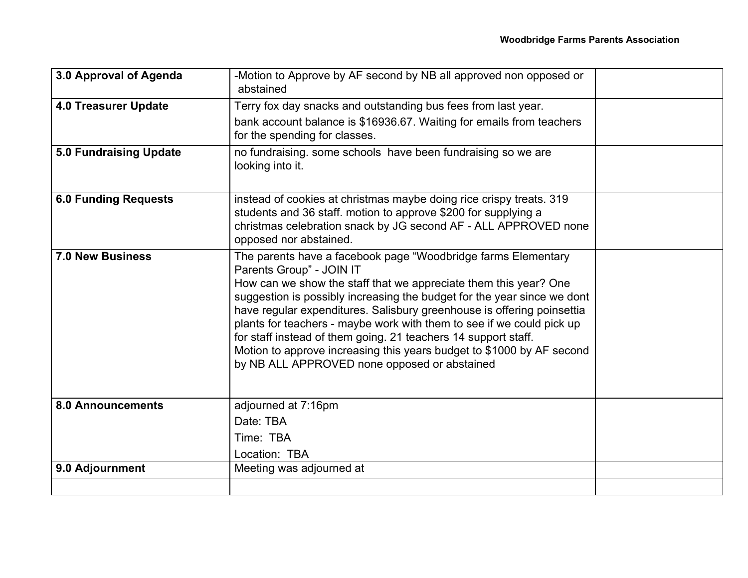| | | |
|---|---|---|
| **3.0 Approval of Agenda** | -Motion to Approve by AF second by NB all approved non opposed or abstained | |
| **4.0 Treasurer Update** | Terry fox day snacks and outstanding bus fees from last year.<br>bank account balance is $16936.67. Waiting for emails from teachers for the spending for classes. | |
| **5.0 Fundraising Update** | no fundraising. some schools have been fundraising so we are looking into it. | |
| **6.0 Funding Requests** | instead of cookies at christmas maybe doing rice crispy treats. 319 students and 36 staff. motion to approve $200 for supplying a christmas celebration snack by JG second AF - ALL APPROVED none opposed nor abstained. | |
| **7.0 New Business** | The parents have a facebook page "Woodbridge farms Elementary Parents Group" - JOIN IT<br>How can we show the staff that we appreciate them this year? One suggestion is possibly increasing the budget for the year since we dont have regular expenditures. Salisbury greenhouse is offering poinsettia plants for teachers - maybe work with them to see if we could pick up for staff instead of them going. 21 teachers 14 support staff.<br>Motion to approve increasing this years budget to $1000 by AF second by NB ALL APPROVED none opposed or abstained | |
| **8.0 Announcements** | adjourned at 7:16pm<br>Date: TBA<br>Time: TBA<br>Location: TBA | |
| **9.0 Adjournment** | Meeting was adjourned at | |
| | | |